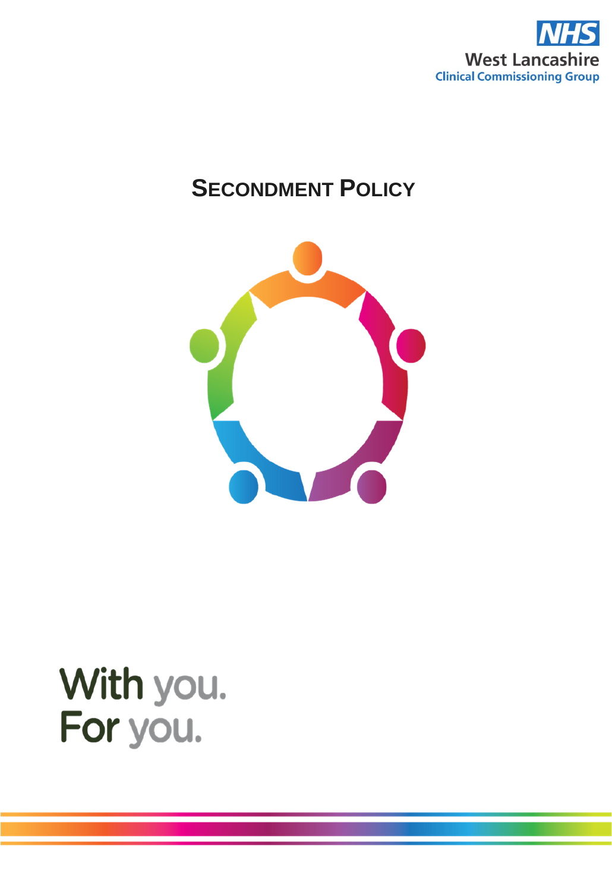NHS
West Lancashire
Clinical Commissioning Group

# SECONDMENT POLICY

With you.
For you.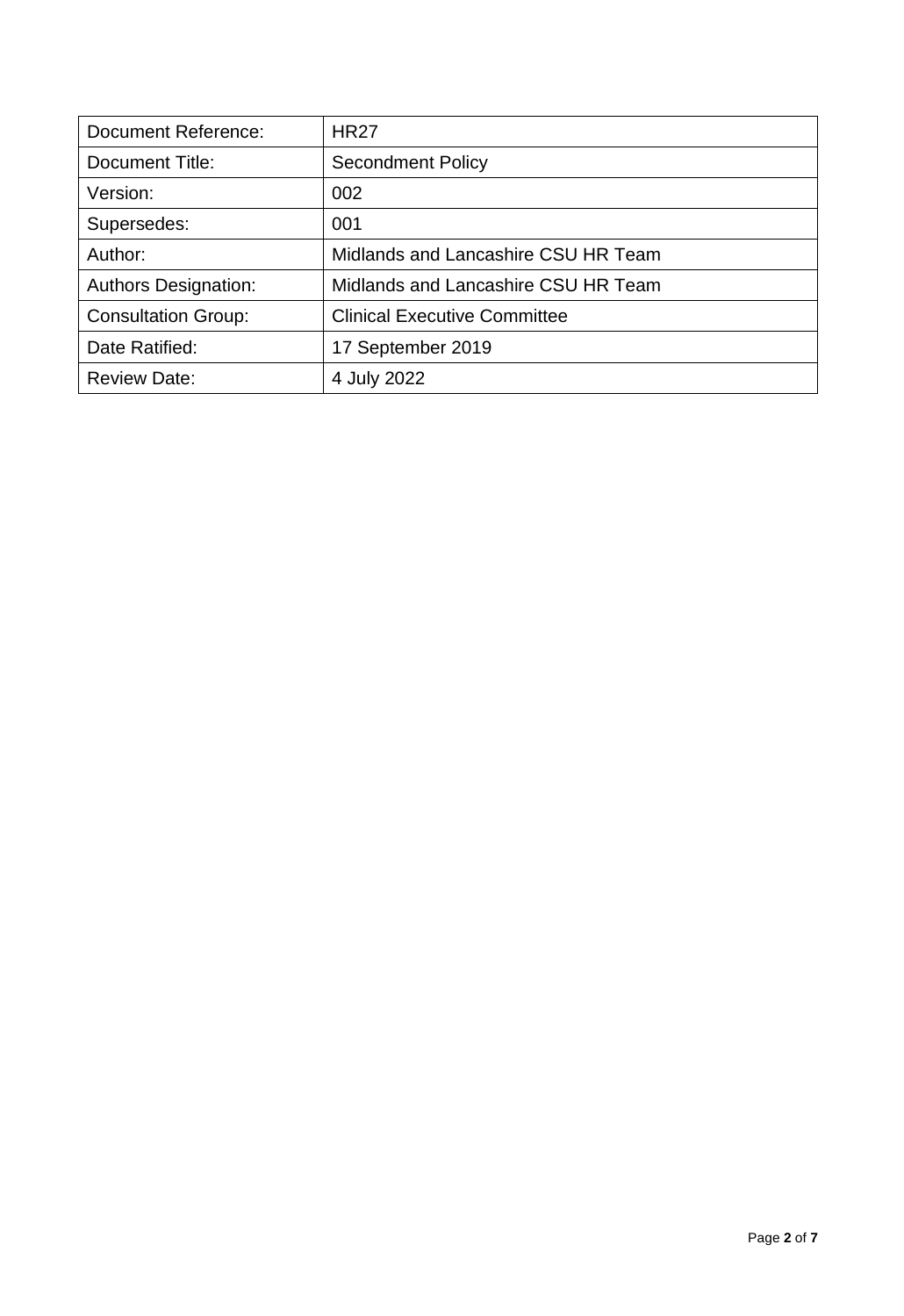| Document Reference: | HR27 |
|---|---|
| Document Title: | Secondment Policy |
| Version: | 002 |
| Supersedes: | 001 |
| Author: | Midlands and Lancashire CSU HR Team |
| Authors Designation: | Midlands and Lancashire CSU HR Team |
| Consultation Group: | Clinical Executive Committee |
| Date Ratified: | 17 September 2019 |
| Review Date: | 4 July 2022 |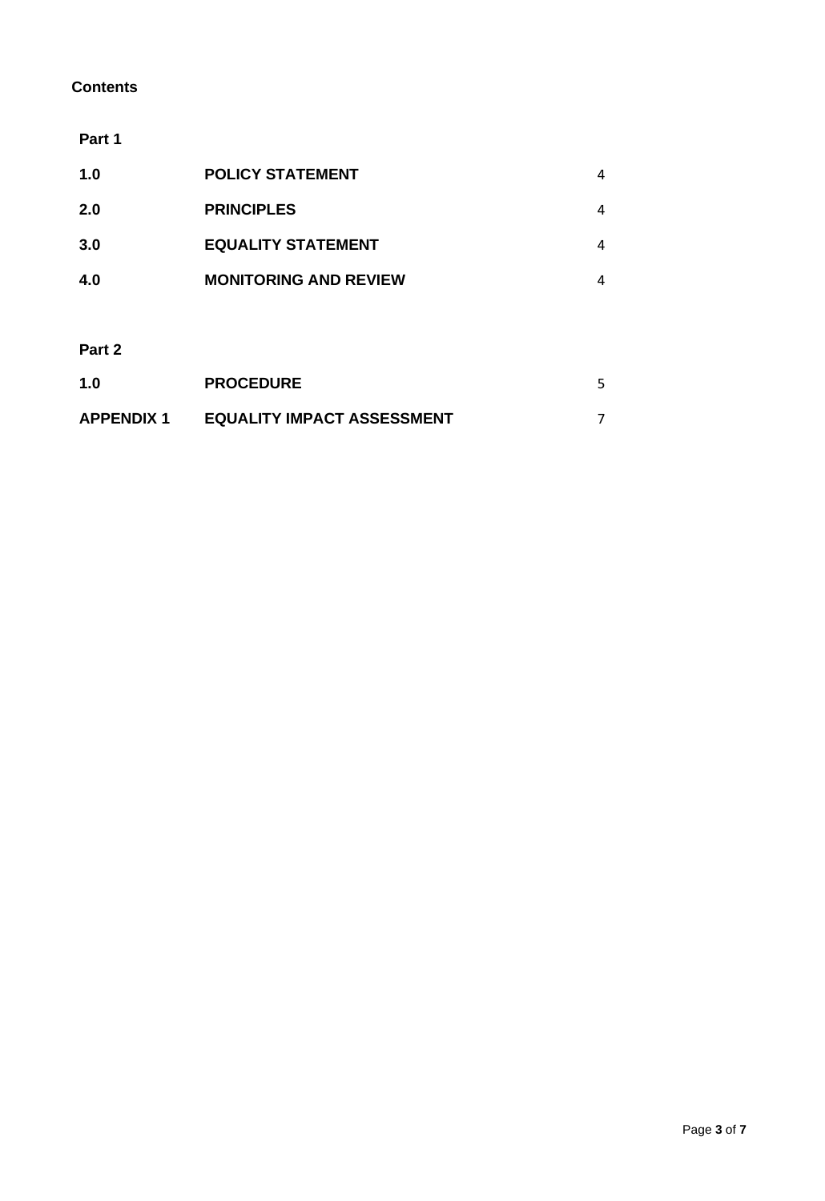**Contents**

**Part 1**

| | | |
|---|---|---|
| **1.0** | **POLICY STATEMENT** | 4 |
| **2.0** | **PRINCIPLES** | 4 |
| **3.0** | **EQUALITY STATEMENT** | 4 |
| **4.0** | **MONITORING AND REVIEW** | 4 |

**Part 2**

| | | |
|---|---|---|
| **1.0** | **PROCEDURE** | 5 |
| **APPENDIX 1** | **EQUALITY IMPACT ASSESSMENT** | 7 |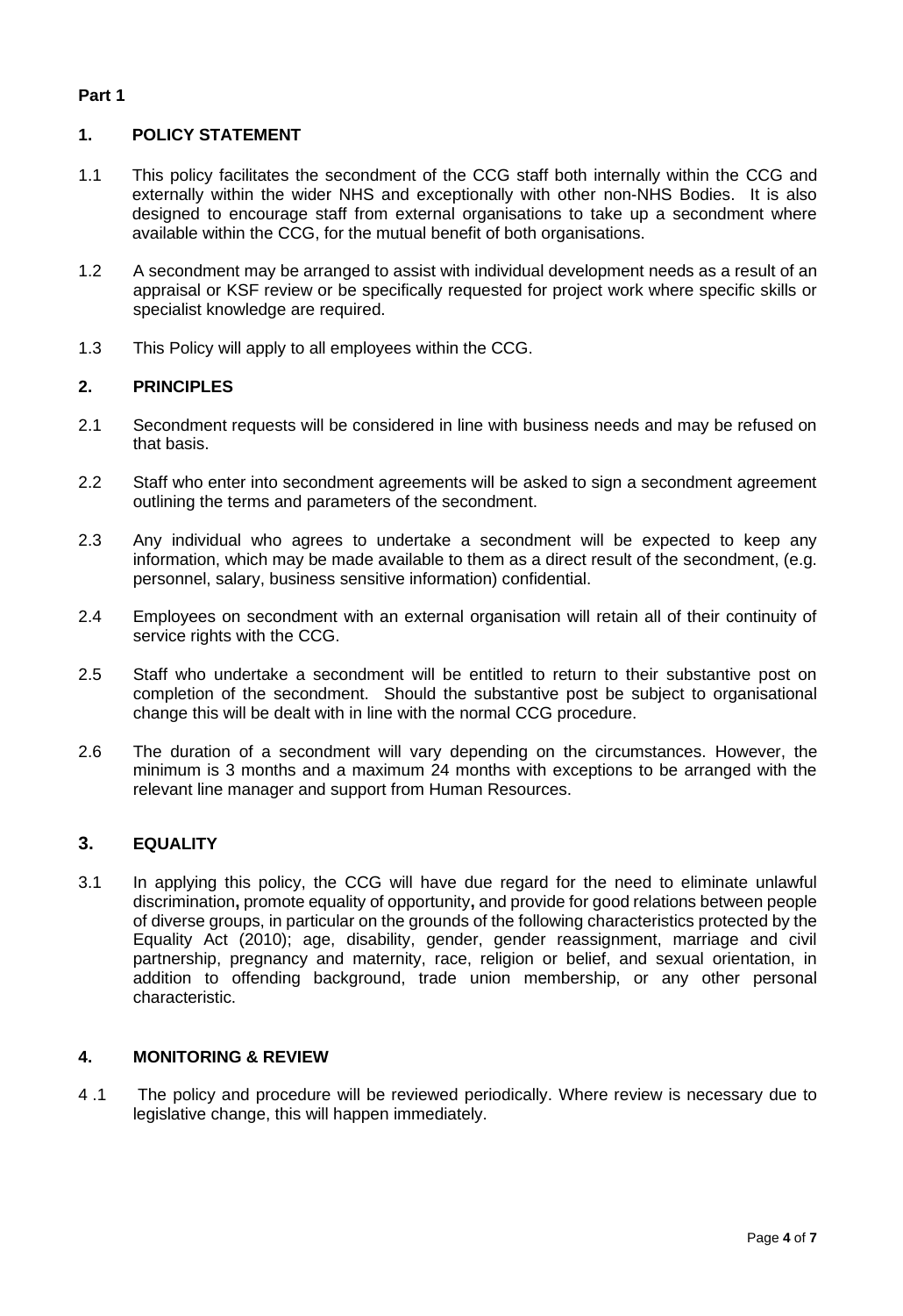**Part 1**

## 1. POLICY STATEMENT

1.1 This policy facilitates the secondment of the CCG staff both internally within the CCG and externally within the wider NHS and exceptionally with other non-NHS Bodies. It is also designed to encourage staff from external organisations to take up a secondment where available within the CCG, for the mutual benefit of both organisations.

1.2 A secondment may be arranged to assist with individual development needs as a result of an appraisal or KSF review or be specifically requested for project work where specific skills or specialist knowledge are required.

1.3 This Policy will apply to all employees within the CCG.

## 2. PRINCIPLES

2.1 Secondment requests will be considered in line with business needs and may be refused on that basis.

2.2 Staff who enter into secondment agreements will be asked to sign a secondment agreement outlining the terms and parameters of the secondment.

2.3 Any individual who agrees to undertake a secondment will be expected to keep any information, which may be made available to them as a direct result of the secondment, (e.g. personnel, salary, business sensitive information) confidential.

2.4 Employees on secondment with an external organisation will retain all of their continuity of service rights with the CCG.

2.5 Staff who undertake a secondment will be entitled to return to their substantive post on completion of the secondment. Should the substantive post be subject to organisational change this will be dealt with in line with the normal CCG procedure.

2.6 The duration of a secondment will vary depending on the circumstances. However, the minimum is 3 months and a maximum 24 months with exceptions to be arranged with the relevant line manager and support from Human Resources.

## 3. EQUALITY

3.1 In applying this policy, the CCG will have due regard for the need to eliminate unlawful discrimination**,** promote equality of opportunity**,** and provide for good relations between people of diverse groups, in particular on the grounds of the following characteristics protected by the Equality Act (2010); age, disability, gender, gender reassignment, marriage and civil partnership, pregnancy and maternity, race, religion or belief, and sexual orientation, in addition to offending background, trade union membership, or any other personal characteristic.

## 4. MONITORING & REVIEW

4 .1 The policy and procedure will be reviewed periodically. Where review is necessary due to legislative change, this will happen immediately.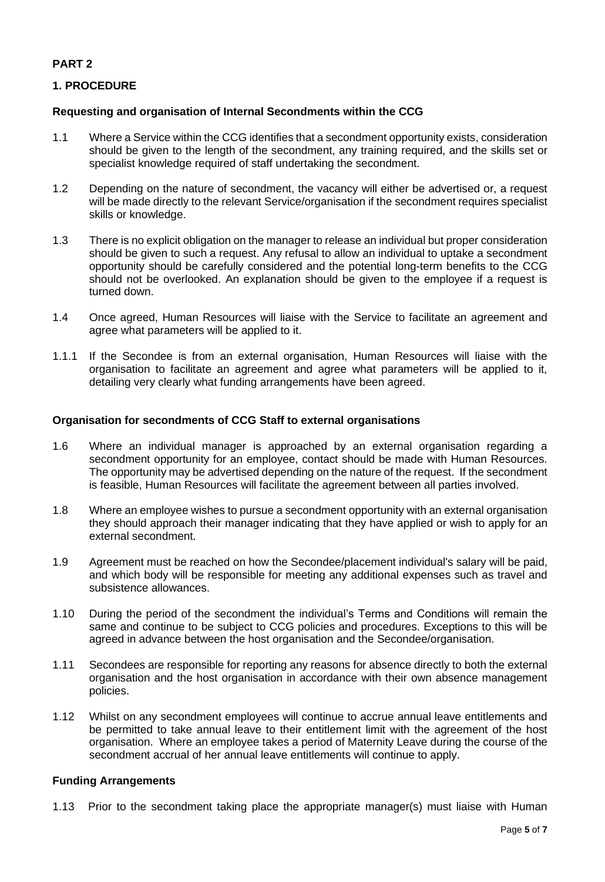**PART 2**

## 1. PROCEDURE

### Requesting and organisation of Internal Secondments within the CCG

1.1 Where a Service within the CCG identifies that a secondment opportunity exists, consideration should be given to the length of the secondment, any training required, and the skills set or specialist knowledge required of staff undertaking the secondment.

1.2 Depending on the nature of secondment, the vacancy will either be advertised or, a request will be made directly to the relevant Service/organisation if the secondment requires specialist skills or knowledge.

1.3 There is no explicit obligation on the manager to release an individual but proper consideration should be given to such a request. Any refusal to allow an individual to uptake a secondment opportunity should be carefully considered and the potential long-term benefits to the CCG should not be overlooked. An explanation should be given to the employee if a request is turned down.

1.4 Once agreed, Human Resources will liaise with the Service to facilitate an agreement and agree what parameters will be applied to it.

1.1.1 If the Secondee is from an external organisation, Human Resources will liaise with the organisation to facilitate an agreement and agree what parameters will be applied to it, detailing very clearly what funding arrangements have been agreed.

### Organisation for secondments of CCG Staff to external organisations

1.6 Where an individual manager is approached by an external organisation regarding a secondment opportunity for an employee, contact should be made with Human Resources. The opportunity may be advertised depending on the nature of the request. If the secondment is feasible, Human Resources will facilitate the agreement between all parties involved.

1.8 Where an employee wishes to pursue a secondment opportunity with an external organisation they should approach their manager indicating that they have applied or wish to apply for an external secondment.

1.9 Agreement must be reached on how the Secondee/placement individual's salary will be paid, and which body will be responsible for meeting any additional expenses such as travel and subsistence allowances.

1.10 During the period of the secondment the individual's Terms and Conditions will remain the same and continue to be subject to CCG policies and procedures. Exceptions to this will be agreed in advance between the host organisation and the Secondee/organisation.

1.11 Secondees are responsible for reporting any reasons for absence directly to both the external organisation and the host organisation in accordance with their own absence management policies.

1.12 Whilst on any secondment employees will continue to accrue annual leave entitlements and be permitted to take annual leave to their entitlement limit with the agreement of the host organisation. Where an employee takes a period of Maternity Leave during the course of the secondment accrual of her annual leave entitlements will continue to apply.

### Funding Arrangements

1.13 Prior to the secondment taking place the appropriate manager(s) must liaise with Human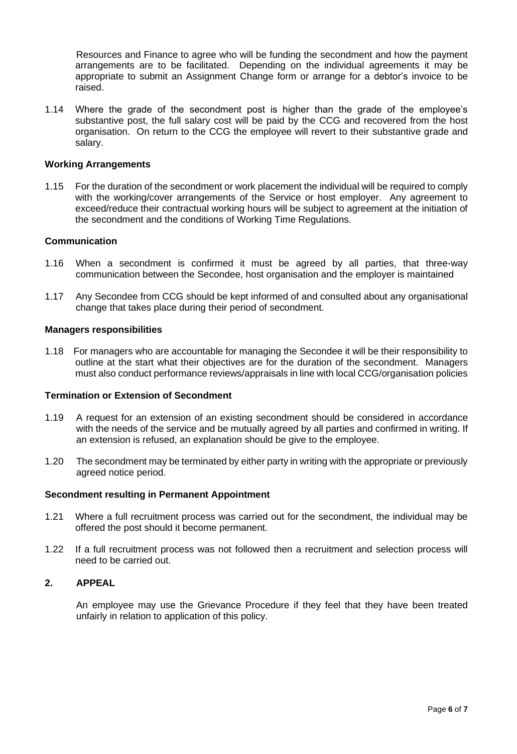Resources and Finance to agree who will be funding the secondment and how the payment arrangements are to be facilitated. Depending on the individual agreements it may be appropriate to submit an Assignment Change form or arrange for a debtor's invoice to be raised.

1.14 Where the grade of the secondment post is higher than the grade of the employee's substantive post, the full salary cost will be paid by the CCG and recovered from the host organisation. On return to the CCG the employee will revert to their substantive grade and salary.

**Working Arrangements**

1.15 For the duration of the secondment or work placement the individual will be required to comply with the working/cover arrangements of the Service or host employer. Any agreement to exceed/reduce their contractual working hours will be subject to agreement at the initiation of the secondment and the conditions of Working Time Regulations.

**Communication**

1.16 When a secondment is confirmed it must be agreed by all parties, that three-way communication between the Secondee, host organisation and the employer is maintained

1.17 Any Secondee from CCG should be kept informed of and consulted about any organisational change that takes place during their period of secondment.

**Managers responsibilities**

1.18 For managers who are accountable for managing the Secondee it will be their responsibility to outline at the start what their objectives are for the duration of the secondment. Managers must also conduct performance reviews/appraisals in line with local CCG/organisation policies

**Termination or Extension of Secondment**

1.19 A request for an extension of an existing secondment should be considered in accordance with the needs of the service and be mutually agreed by all parties and confirmed in writing. If an extension is refused, an explanation should be give to the employee.

1.20 The secondment may be terminated by either party in writing with the appropriate or previously agreed notice period.

**Secondment resulting in Permanent Appointment**

1.21 Where a full recruitment process was carried out for the secondment, the individual may be offered the post should it become permanent.

1.22 If a full recruitment process was not followed then a recruitment and selection process will need to be carried out.

## 2. APPEAL

An employee may use the Grievance Procedure if they feel that they have been treated unfairly in relation to application of this policy.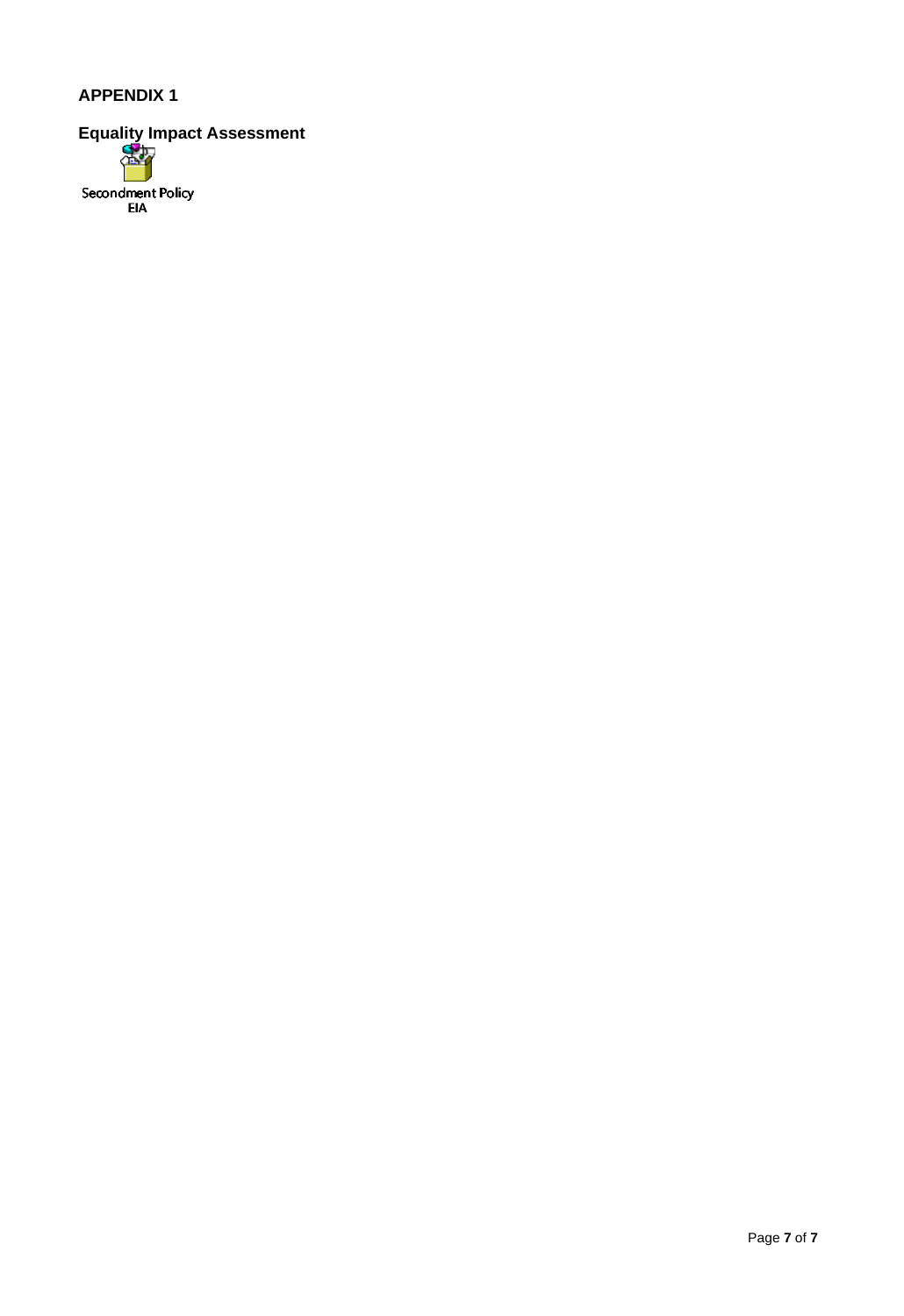**APPENDIX 1**

**Equality Impact Assessment**

Secondment Policy EIA